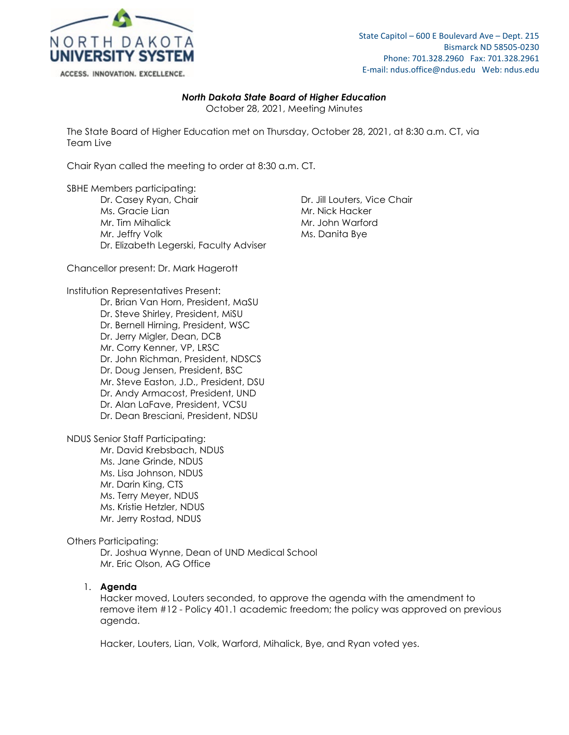NORTH DAKOTA UNIVERSITY SYSTEM

ACCESS. INNOVATION. EXCELLENCE.

State Capitol – 600 E Boulevard Ave – Dept. 215
Bismarck ND 58505-0230
Phone: 701.328.2960 Fax: 701.328.2961
E-mail: ndus.office@ndus.edu Web: ndus.edu

***North Dakota State Board of Higher Education***
October 28, 2021, Meeting Minutes

The State Board of Higher Education met on Thursday, October 28, 2021, at 8:30 a.m. CT, via Team Live

Chair Ryan called the meeting to order at 8:30 a.m. CT.

SBHE Members participating:

- Dr. Casey Ryan, Chair
- Dr. Jill Louters, Vice Chair
- Ms. Gracie Lian
- Mr. Nick Hacker
- Mr. Tim Mihalick
- Mr. John Warford
- Mr. Jeffry Volk
- Ms. Danita Bye
- Dr. Elizabeth Legerski, Faculty Adviser

Chancellor present: Dr. Mark Hagerott

Institution Representatives Present:

- Dr. Brian Van Horn, President, MaSU
- Dr. Steve Shirley, President, MiSU
- Dr. Bernell Hirning, President, WSC
- Dr. Jerry Migler, Dean, DCB
- Mr. Corry Kenner, VP, LRSC
- Dr. John Richman, President, NDSCS
- Dr. Doug Jensen, President, BSC
- Mr. Steve Easton, J.D., President, DSU
- Dr. Andy Armacost, President, UND
- Dr. Alan LaFave, President, VCSU
- Dr. Dean Bresciani, President, NDSU

NDUS Senior Staff Participating:

- Mr. David Krebsbach, NDUS
- Ms. Jane Grinde, NDUS
- Ms. Lisa Johnson, NDUS
- Mr. Darin King, CTS
- Ms. Terry Meyer, NDUS
- Ms. Kristie Hetzler, NDUS
- Mr. Jerry Rostad, NDUS

Others Participating:

- Dr. Joshua Wynne, Dean of UND Medical School
- Mr. Eric Olson, AG Office

1. **Agenda**

   Hacker moved, Louters seconded, to approve the agenda with the amendment to remove item #12 - Policy 401.1 academic freedom; the policy was approved on previous agenda.

   Hacker, Louters, Lian, Volk, Warford, Mihalick, Bye, and Ryan voted yes.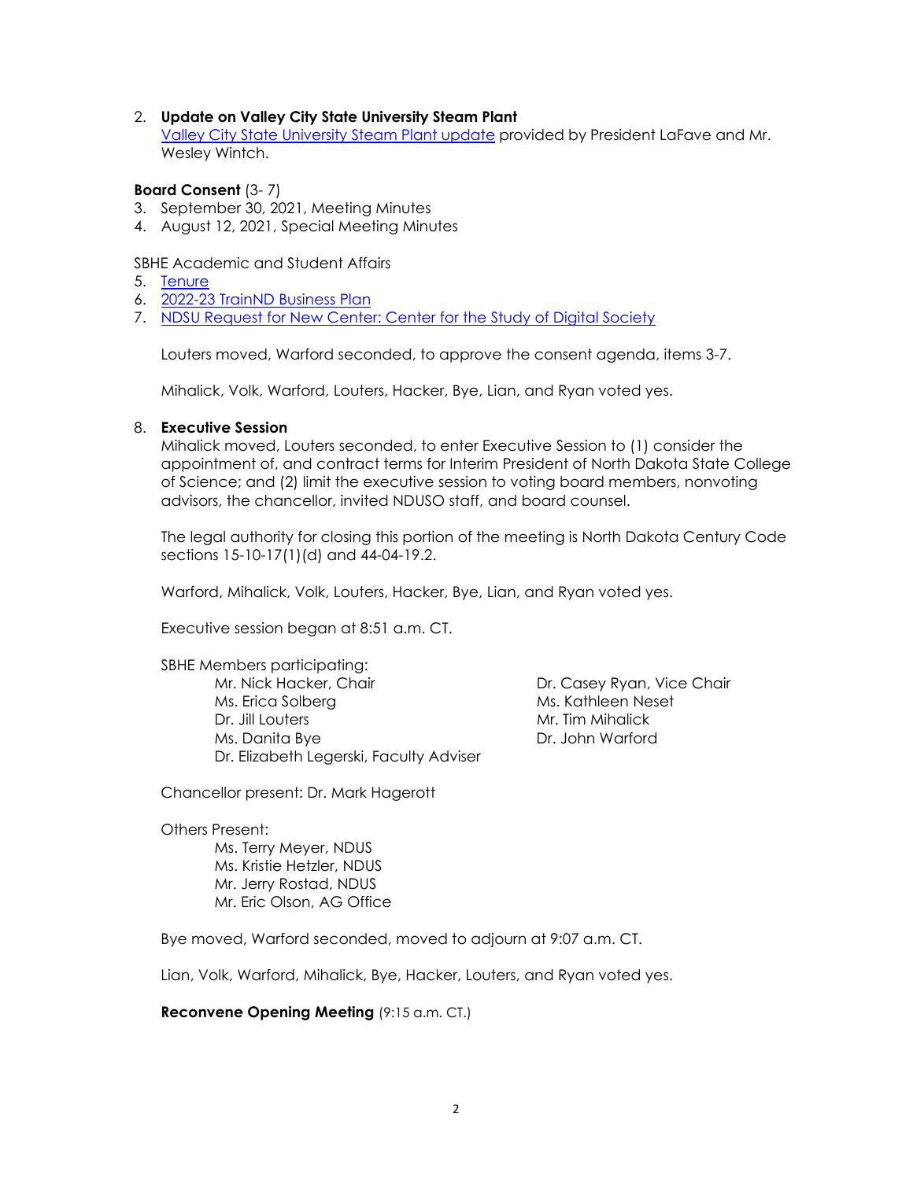2. **Update on Valley City State University Steam Plant**
   Valley City State University Steam Plant update provided by President LaFave and Mr. Wesley Wintch.

**Board Consent** (3- 7)

3. September 30, 2021, Meeting Minutes
4. August 12, 2021, Special Meeting Minutes

SBHE Academic and Student Affairs

5. Tenure
6. 2022-23 TrainND Business Plan
7. NDSU Request for New Center: Center for the Study of Digital Society

   Louters moved, Warford seconded, to approve the consent agenda, items 3-7.

   Mihalick, Volk, Warford, Louters, Hacker, Bye, Lian, and Ryan voted yes.

8. **Executive Session**
   Mihalick moved, Louters seconded, to enter Executive Session to (1) consider the appointment of, and contract terms for Interim President of North Dakota State College of Science; and (2) limit the executive session to voting board members, nonvoting advisors, the chancellor, invited NDUSO staff, and board counsel.

   The legal authority for closing this portion of the meeting is North Dakota Century Code sections 15-10-17(1)(d) and 44-04-19.2.

   Warford, Mihalick, Volk, Louters, Hacker, Bye, Lian, and Ryan voted yes.

   Executive session began at 8:51 a.m. CT.

   SBHE Members participating:

   - Mr. Nick Hacker, Chair
   - Dr. Casey Ryan, Vice Chair
   - Ms. Erica Solberg
   - Ms. Kathleen Neset
   - Dr. Jill Louters
   - Mr. Tim Mihalick
   - Ms. Danita Bye
   - Dr. John Warford
   - Dr. Elizabeth Legerski, Faculty Adviser

   Chancellor present: Dr. Mark Hagerott

   Others Present:

   - Ms. Terry Meyer, NDUS
   - Ms. Kristie Hetzler, NDUS
   - Mr. Jerry Rostad, NDUS
   - Mr. Eric Olson, AG Office

   Bye moved, Warford seconded, moved to adjourn at 9:07 a.m. CT.

   Lian, Volk, Warford, Mihalick, Bye, Hacker, Louters, and Ryan voted yes.

   **Reconvene Opening Meeting** (9:15 a.m. CT.)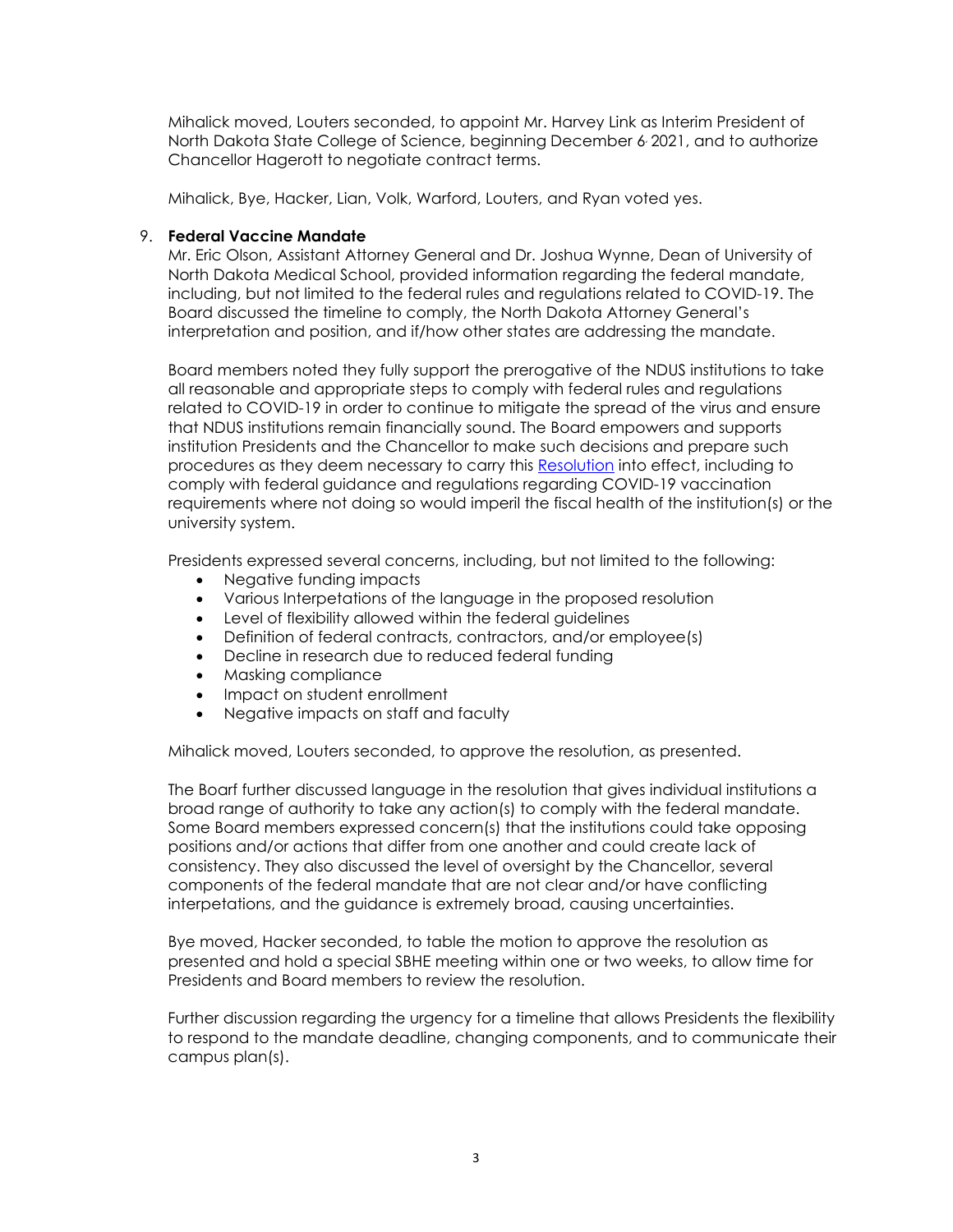Mihalick moved, Louters seconded, to appoint Mr. Harvey Link as Interim President of North Dakota State College of Science, beginning December 6, 2021, and to authorize Chancellor Hagerott to negotiate contract terms.

Mihalick, Bye, Hacker, Lian, Volk, Warford, Louters, and Ryan voted yes.

9. **Federal Vaccine Mandate**

Mr. Eric Olson, Assistant Attorney General and Dr. Joshua Wynne, Dean of University of North Dakota Medical School, provided information regarding the federal mandate, including, but not limited to the federal rules and regulations related to COVID-19. The Board discussed the timeline to comply, the North Dakota Attorney General's interpretation and position, and if/how other states are addressing the mandate.

Board members noted they fully support the prerogative of the NDUS institutions to take all reasonable and appropriate steps to comply with federal rules and regulations related to COVID-19 in order to continue to mitigate the spread of the virus and ensure that NDUS institutions remain financially sound. The Board empowers and supports institution Presidents and the Chancellor to make such decisions and prepare such procedures as they deem necessary to carry this Resolution into effect, including to comply with federal guidance and regulations regarding COVID-19 vaccination requirements where not doing so would imperil the fiscal health of the institution(s) or the university system.

Presidents expressed several concerns, including, but not limited to the following:

- Negative funding impacts
- Various Interpetations of the language in the proposed resolution
- Level of flexibility allowed within the federal guidelines
- Definition of federal contracts, contractors, and/or employee(s)
- Decline in research due to reduced federal funding
- Masking compliance
- Impact on student enrollment
- Negative impacts on staff and faculty

Mihalick moved, Louters seconded, to approve the resolution, as presented.

The Boarf further discussed language in the resolution that gives individual institutions a broad range of authority to take any action(s) to comply with the federal mandate. Some Board members expressed concern(s) that the institutions could take opposing positions and/or actions that differ from one another and could create lack of consistency. They also discussed the level of oversight by the Chancellor, several components of the federal mandate that are not clear and/or have conflicting interpetations, and the guidance is extremely broad, causing uncertainties.

Bye moved, Hacker seconded, to table the motion to approve the resolution as presented and hold a special SBHE meeting within one or two weeks, to allow time for Presidents and Board members to review the resolution.

Further discussion regarding the urgency for a timeline that allows Presidents the flexibility to respond to the mandate deadline, changing components, and to communicate their campus plan(s).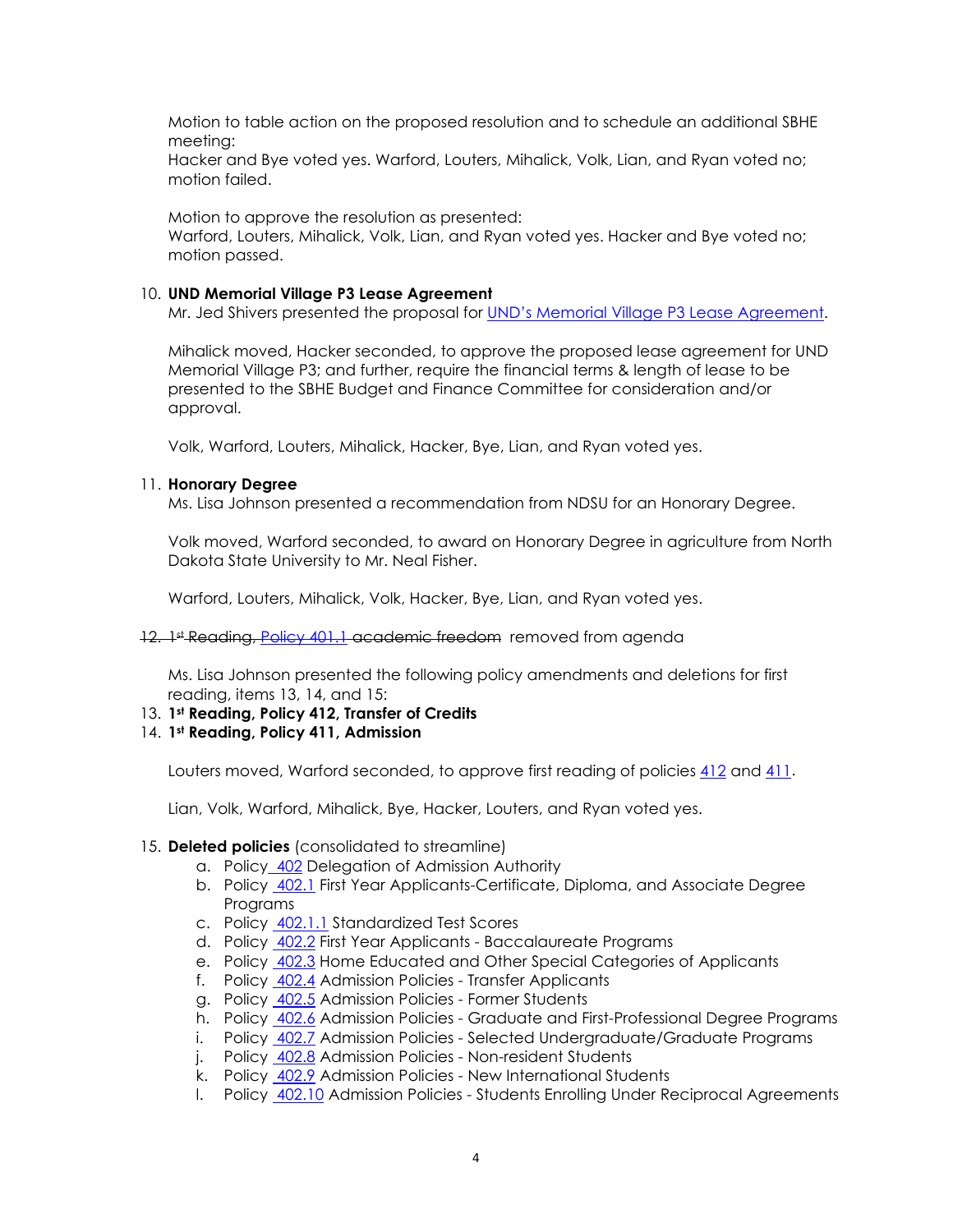Motion to table action on the proposed resolution and to schedule an additional SBHE meeting:
Hacker and Bye voted yes. Warford, Louters, Mihalick, Volk, Lian, and Ryan voted no; motion failed.

Motion to approve the resolution as presented:
Warford, Louters, Mihalick, Volk, Lian, and Ryan voted yes. Hacker and Bye voted no; motion passed.

10. **UND Memorial Village P3 Lease Agreement**
    Mr. Jed Shivers presented the proposal for UND's Memorial Village P3 Lease Agreement.

    Mihalick moved, Hacker seconded, to approve the proposed lease agreement for UND Memorial Village P3; and further, require the financial terms & length of lease to be presented to the SBHE Budget and Finance Committee for consideration and/or approval.

    Volk, Warford, Louters, Mihalick, Hacker, Bye, Lian, and Ryan voted yes.

11. **Honorary Degree**
    Ms. Lisa Johnson presented a recommendation from NDSU for an Honorary Degree.

    Volk moved, Warford seconded, to award on Honorary Degree in agriculture from North Dakota State University to Mr. Neal Fisher.

    Warford, Louters, Mihalick, Volk, Hacker, Bye, Lian, and Ryan voted yes.

~~12. 1st Reading, Policy 401.1 academic freedom~~ removed from agenda

Ms. Lisa Johnson presented the following policy amendments and deletions for first reading, items 13, 14, and 15:

13. **1st Reading, Policy 412, Transfer of Credits**
14. **1st Reading, Policy 411, Admission**

    Louters moved, Warford seconded, to approve first reading of policies 412 and 411.

    Lian, Volk, Warford, Mihalick, Bye, Hacker, Louters, and Ryan voted yes.

15. **Deleted policies** (consolidated to streamline)
    a. Policy 402 Delegation of Admission Authority
    b. Policy 402.1 First Year Applicants-Certificate, Diploma, and Associate Degree Programs
    c. Policy 402.1.1 Standardized Test Scores
    d. Policy 402.2 First Year Applicants - Baccalaureate Programs
    e. Policy 402.3 Home Educated and Other Special Categories of Applicants
    f. Policy 402.4 Admission Policies - Transfer Applicants
    g. Policy 402.5 Admission Policies - Former Students
    h. Policy 402.6 Admission Policies - Graduate and First-Professional Degree Programs
    i. Policy 402.7 Admission Policies - Selected Undergraduate/Graduate Programs
    j. Policy 402.8 Admission Policies - Non-resident Students
    k. Policy 402.9 Admission Policies - New International Students
    l. Policy 402.10 Admission Policies - Students Enrolling Under Reciprocal Agreements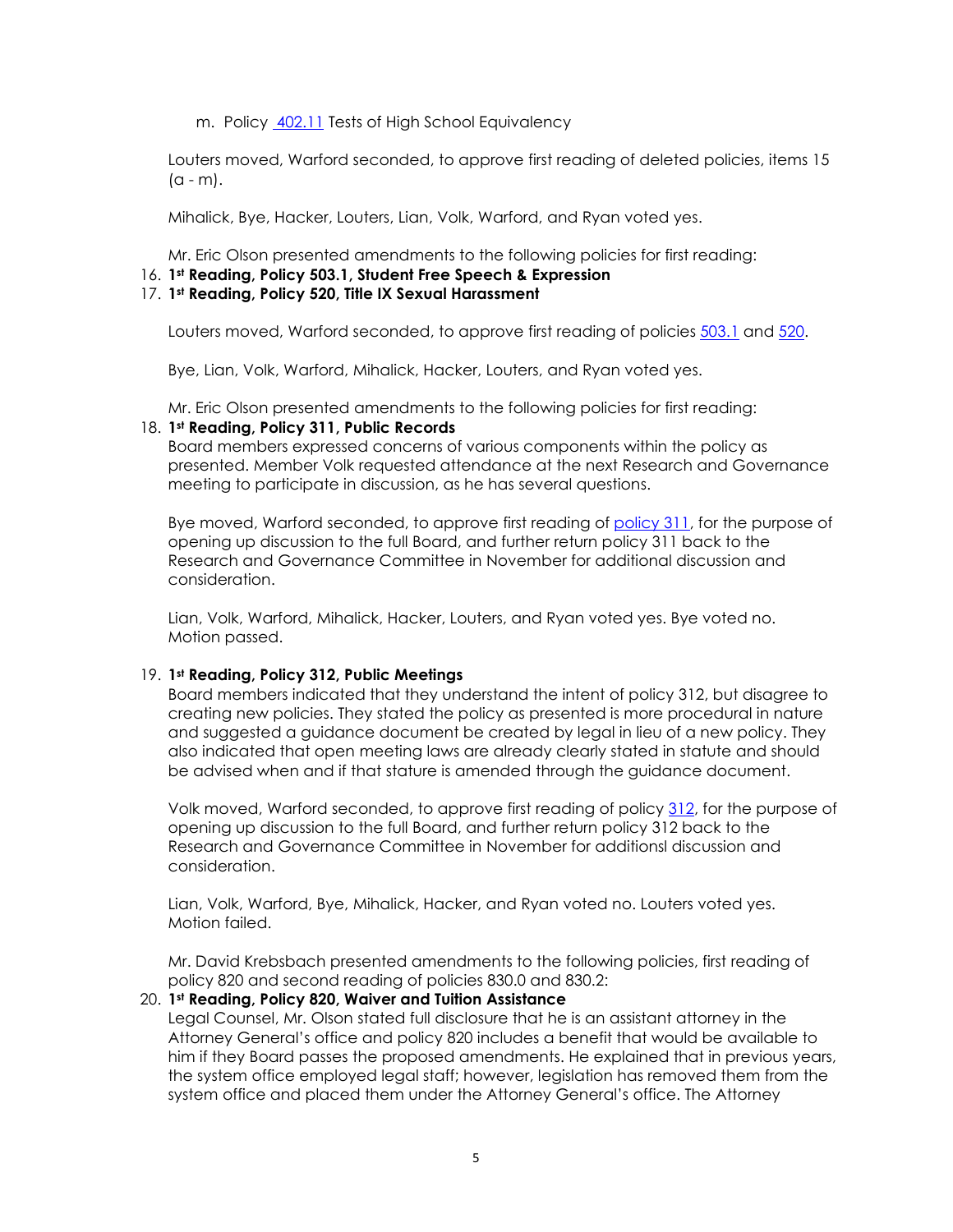m. Policy 402.11 Tests of High School Equivalency

Louters moved, Warford seconded, to approve first reading of deleted policies, items 15 (a - m).

Mihalick, Bye, Hacker, Louters, Lian, Volk, Warford, and Ryan voted yes.

Mr. Eric Olson presented amendments to the following policies for first reading:

16. **1st Reading, Policy 503.1, Student Free Speech & Expression**
17. **1st Reading, Policy 520, Title IX Sexual Harassment**

Louters moved, Warford seconded, to approve first reading of policies 503.1 and 520.

Bye, Lian, Volk, Warford, Mihalick, Hacker, Louters, and Ryan voted yes.

Mr. Eric Olson presented amendments to the following policies for first reading:

18. **1st Reading, Policy 311, Public Records**

Board members expressed concerns of various components within the policy as presented. Member Volk requested attendance at the next Research and Governance meeting to participate in discussion, as he has several questions.

Bye moved, Warford seconded, to approve first reading of policy 311, for the purpose of opening up discussion to the full Board, and further return policy 311 back to the Research and Governance Committee in November for additional discussion and consideration.

Lian, Volk, Warford, Mihalick, Hacker, Louters, and Ryan voted yes. Bye voted no. Motion passed.

19. **1st Reading, Policy 312, Public Meetings**

Board members indicated that they understand the intent of policy 312, but disagree to creating new policies. They stated the policy as presented is more procedural in nature and suggested a guidance document be created by legal in lieu of a new policy. They also indicated that open meeting laws are already clearly stated in statute and should be advised when and if that stature is amended through the guidance document.

Volk moved, Warford seconded, to approve first reading of policy 312, for the purpose of opening up discussion to the full Board, and further return policy 312 back to the Research and Governance Committee in November for additionsl discussion and consideration.

Lian, Volk, Warford, Bye, Mihalick, Hacker, and Ryan voted no. Louters voted yes. Motion failed.

Mr. David Krebsbach presented amendments to the following policies, first reading of policy 820 and second reading of policies 830.0 and 830.2:

20. **1st Reading, Policy 820, Waiver and Tuition Assistance**

Legal Counsel, Mr. Olson stated full disclosure that he is an assistant attorney in the Attorney General's office and policy 820 includes a benefit that would be available to him if they Board passes the proposed amendments. He explained that in previous years, the system office employed legal staff; however, legislation has removed them from the system office and placed them under the Attorney General's office. The Attorney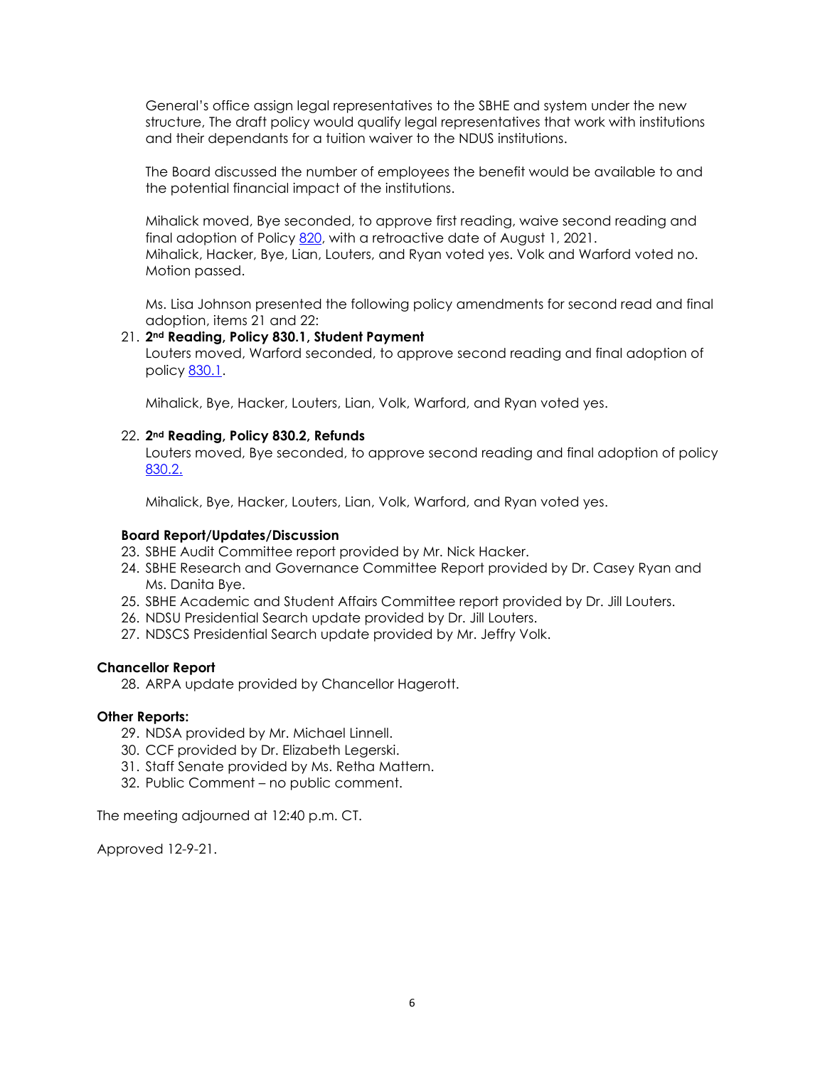General's office assign legal representatives to the SBHE and system under the new structure, The draft policy would qualify legal representatives that work with institutions and their dependants for a tuition waiver to the NDUS institutions.

The Board discussed the number of employees the benefit would be available to and the potential financial impact of the institutions.

Mihalick moved, Bye seconded, to approve first reading, waive second reading and final adoption of Policy 820, with a retroactive date of August 1, 2021.
Mihalick, Hacker, Bye, Lian, Louters, and Ryan voted yes. Volk and Warford voted no. Motion passed.

Ms. Lisa Johnson presented the following policy amendments for second read and final adoption, items 21 and 22:

21. **2nd Reading, Policy 830.1, Student Payment**
    Louters moved, Warford seconded, to approve second reading and final adoption of policy 830.1.

    Mihalick, Bye, Hacker, Louters, Lian, Volk, Warford, and Ryan voted yes.

22. **2nd Reading, Policy 830.2, Refunds**
    Louters moved, Bye seconded, to approve second reading and final adoption of policy 830.2.

    Mihalick, Bye, Hacker, Louters, Lian, Volk, Warford, and Ryan voted yes.

**Board Report/Updates/Discussion**

23. SBHE Audit Committee report provided by Mr. Nick Hacker.
24. SBHE Research and Governance Committee Report provided by Dr. Casey Ryan and Ms. Danita Bye.
25. SBHE Academic and Student Affairs Committee report provided by Dr. Jill Louters.
26. NDSU Presidential Search update provided by Dr. Jill Louters.
27. NDSCS Presidential Search update provided by Mr. Jeffry Volk.

**Chancellor Report**

28. ARPA update provided by Chancellor Hagerott.

**Other Reports:**

29. NDSA provided by Mr. Michael Linnell.
30. CCF provided by Dr. Elizabeth Legerski.
31. Staff Senate provided by Ms. Retha Mattern.
32. Public Comment – no public comment.

The meeting adjourned at 12:40 p.m. CT.

Approved 12-9-21.